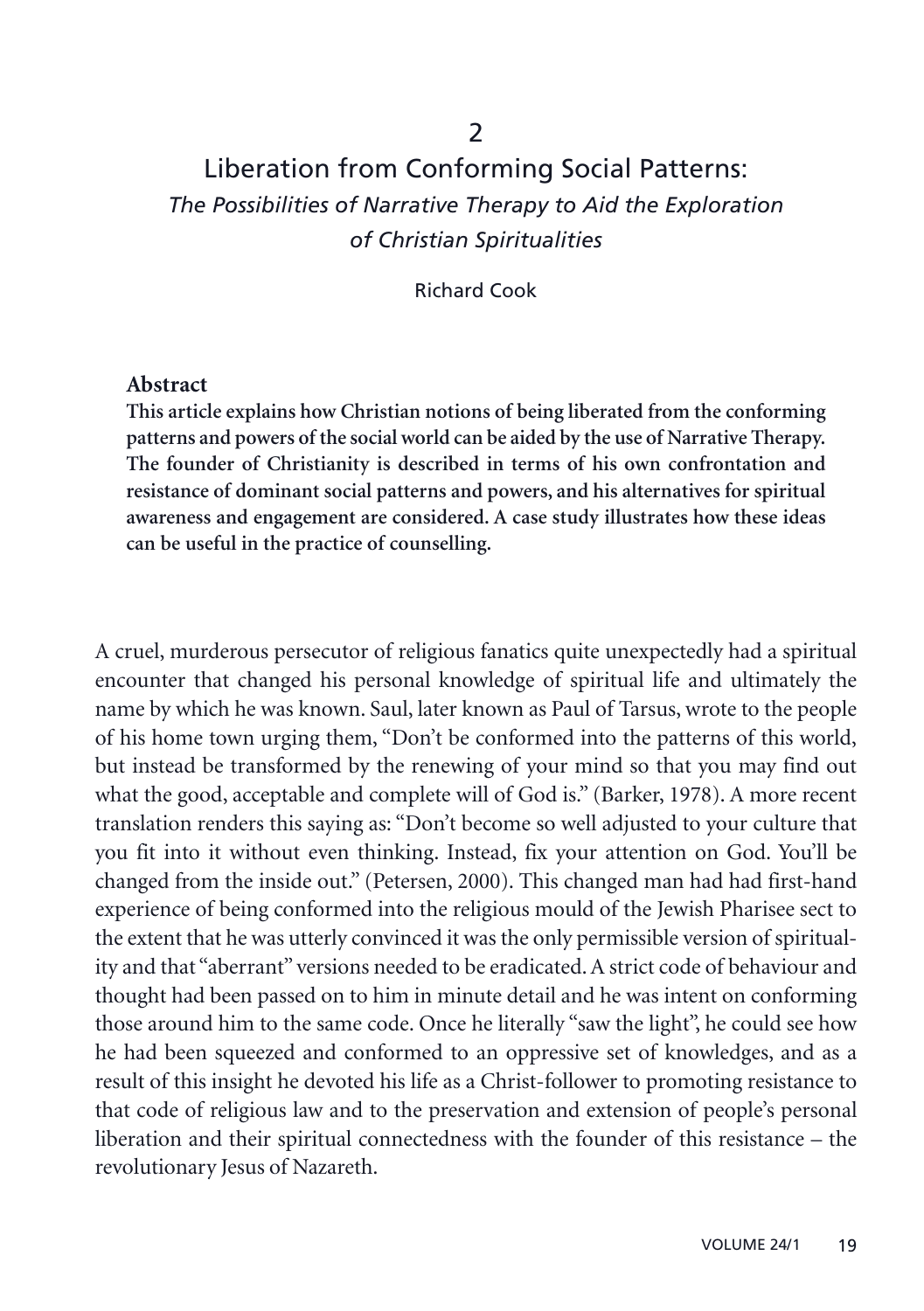# 2

# Liberation from Conforming Social Patterns:

## *The Possibilities of Narrative Therapy to Aid the Exploration of Christian Spiritualities*

Richard Cook

**Abstract**

**This article explains how Christian notions of being liberated from the conforming patterns and powers of the social world can be aided by the use of Narrative Therapy. The founder of Christianity is described in terms of his own confrontation and resistance of dominant social patterns and powers, and his alternatives for spiritual awareness and engagement are considered. A case study illustrates how these ideas can be useful in the practice of counselling.**

A cruel, murderous persecutor of religious fanatics quite unexpectedly had a spiritual encounter that changed his personal knowledge of spiritual life and ultimately the name by which he was known. Saul, later known as Paul of Tarsus, wrote to the people of his home town urging them, "Don't be conformed into the patterns of this world, but instead be transformed by the renewing of your mind so that you may find out what the good, acceptable and complete will of God is." (Barker, 1978). A more recent translation renders this saying as: "Don't become so well adjusted to your culture that you fit into it without even thinking. Instead, fix your attention on God. You'll be changed from the inside out." (Petersen, 2000). This changed man had had first-hand experience of being conformed into the religious mould of the Jewish Pharisee sect to the extent that he was utterly convinced it was the only permissible version of spirituality and that "aberrant" versions needed to be eradicated. A strict code of behaviour and thought had been passed on to him in minute detail and he was intent on conforming those around him to the same code. Once he literally "saw the light", he could see how he had been squeezed and conformed to an oppressive set of knowledges, and as a result of this insight he devoted his life as a Christ-follower to promoting resistance to that code of religious law and to the preservation and extension of people's personal liberation and their spiritual connectedness with the founder of this resistance – the revolutionary Jesus of Nazareth.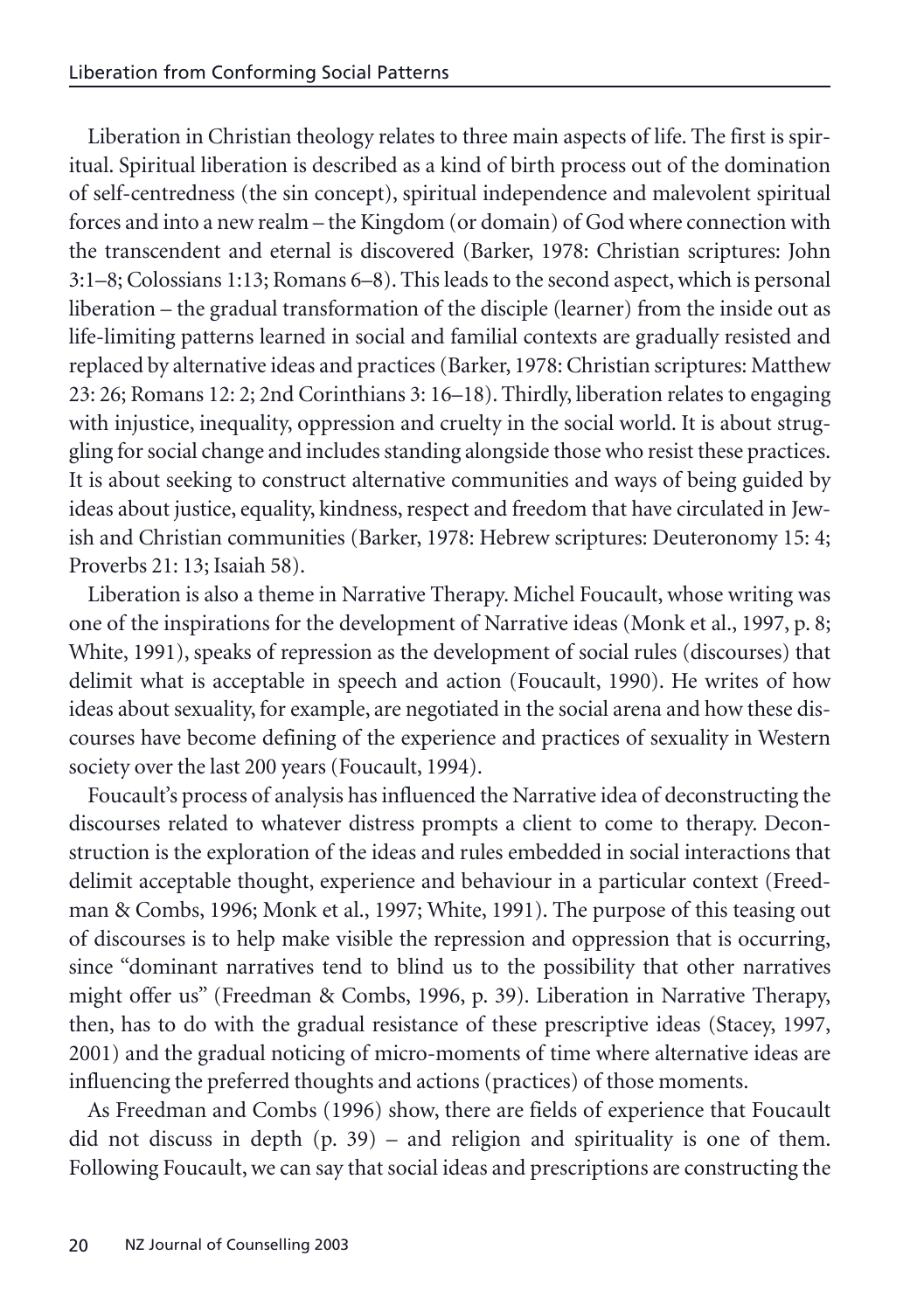Liberation in Christian theology relates to three main aspects of life. The first is spiritual. Spiritual liberation is described as a kind of birth process out of the domination of self-centredness (the sin concept), spiritual independence and malevolent spiritual forces and into a new realm – the Kingdom (or domain) of God where connection with the transcendent and eternal is discovered (Barker, 1978: Christian scriptures: John 3:1–8; Colossians 1:13; Romans 6–8). This leads to the second aspect, which is personal liberation – the gradual transformation of the disciple (learner) from the inside out as life-limiting patterns learned in social and familial contexts are gradually resisted and replaced by alternative ideas and practices (Barker, 1978: Christian scriptures: Matthew 23: 26; Romans 12: 2; 2nd Corinthians 3: 16–18). Thirdly, liberation relates to engaging with injustice, inequality, oppression and cruelty in the social world. It is about struggling for social change and includes standing alongside those who resist these practices. It is about seeking to construct alternative communities and ways of being guided by ideas about justice, equality, kindness, respect and freedom that have circulated in Jewish and Christian communities (Barker, 1978: Hebrew scriptures: Deuteronomy 15: 4; Proverbs 21: 13; Isaiah 58).

Liberation is also a theme in Narrative Therapy. Michel Foucault, whose writing was one of the inspirations for the development of Narrative ideas (Monk et al., 1997, p. 8; White, 1991), speaks of repression as the development of social rules (discourses) that delimit what is acceptable in speech and action (Foucault, 1990). He writes of how ideas about sexuality, for example, are negotiated in the social arena and how these discourses have become defining of the experience and practices of sexuality in Western society over the last 200 years (Foucault, 1994).

Foucault's process of analysis has influenced the Narrative idea of deconstructing the discourses related to whatever distress prompts a client to come to therapy. Deconstruction is the exploration of the ideas and rules embedded in social interactions that delimit acceptable thought, experience and behaviour in a particular context (Freedman & Combs, 1996; Monk et al., 1997; White, 1991). The purpose of this teasing out of discourses is to help make visible the repression and oppression that is occurring, since "dominant narratives tend to blind us to the possibility that other narratives might offer us" (Freedman & Combs, 1996, p. 39). Liberation in Narrative Therapy, then, has to do with the gradual resistance of these prescriptive ideas (Stacey, 1997, 2001) and the gradual noticing of micro-moments of time where alternative ideas are influencing the preferred thoughts and actions (practices) of those moments.

As Freedman and Combs (1996) show, there are fields of experience that Foucault did not discuss in depth (p. 39) – and religion and spirituality is one of them. Following Foucault, we can say that social ideas and prescriptions are constructing the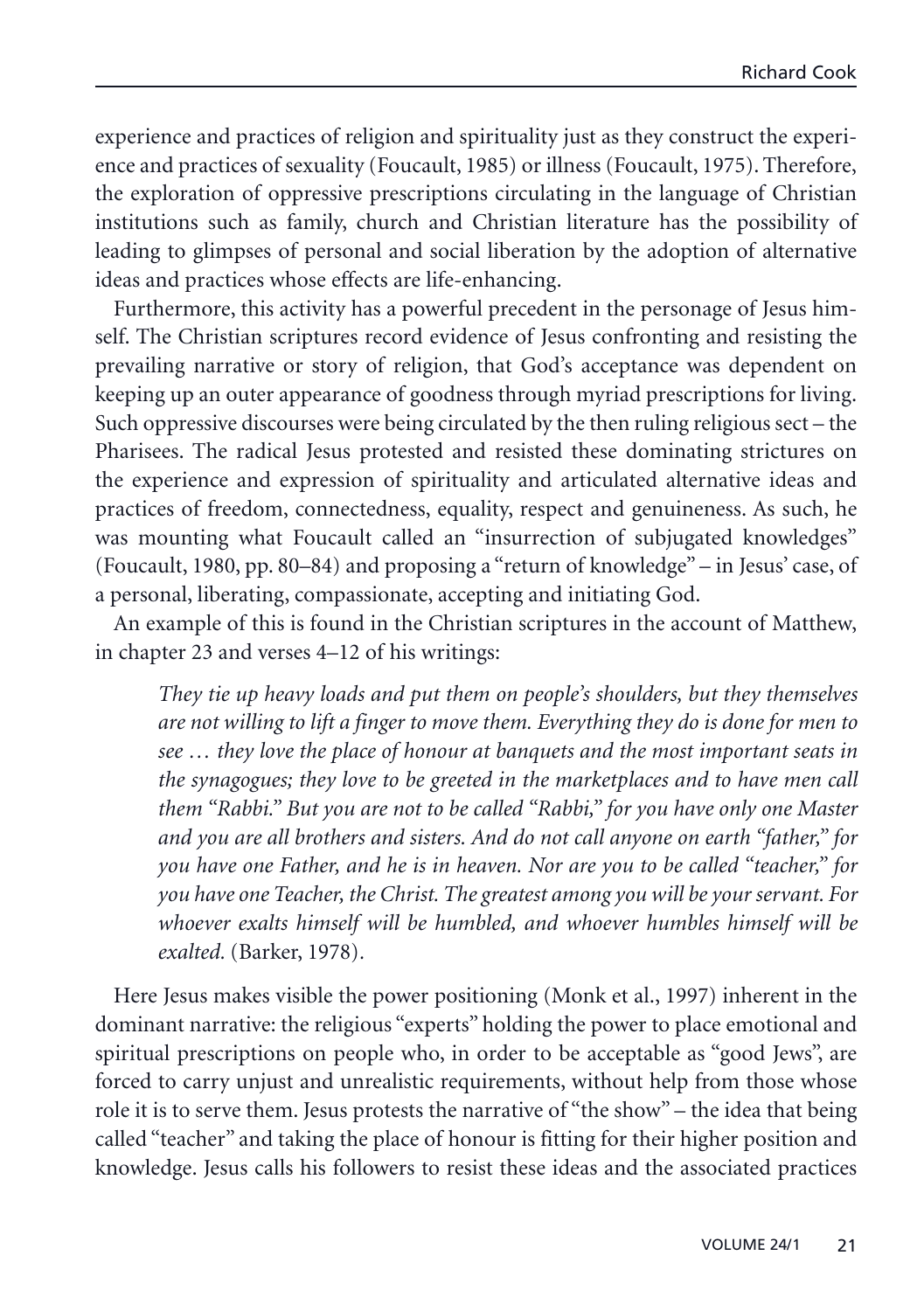experience and practices of religion and spirituality just as they construct the experience and practices of sexuality (Foucault, 1985) or illness (Foucault, 1975). Therefore, the exploration of oppressive prescriptions circulating in the language of Christian institutions such as family, church and Christian literature has the possibility of leading to glimpses of personal and social liberation by the adoption of alternative ideas and practices whose effects are life-enhancing.

Furthermore, this activity has a powerful precedent in the personage of Jesus himself. The Christian scriptures record evidence of Jesus confronting and resisting the prevailing narrative or story of religion, that God's acceptance was dependent on keeping up an outer appearance of goodness through myriad prescriptions for living. Such oppressive discourses were being circulated by the then ruling religious sect – the Pharisees. The radical Jesus protested and resisted these dominating strictures on the experience and expression of spirituality and articulated alternative ideas and practices of freedom, connectedness, equality, respect and genuineness. As such, he was mounting what Foucault called an "insurrection of subjugated knowledges" (Foucault, 1980, pp. 80–84) and proposing a "return of knowledge" – in Jesus' case, of a personal, liberating, compassionate, accepting and initiating God.

An example of this is found in the Christian scriptures in the account of Matthew, in chapter 23 and verses 4–12 of his writings:

> *They tie up heavy loads and put them on people's shoulders, but they themselves are not willing to lift a finger to move them. Everything they do is done for men to see … they love the place of honour at banquets and the most important seats in the synagogues; they love to be greeted in the marketplaces and to have men call them "Rabbi." But you are not to be called "Rabbi," for you have only one Master and you are all brothers and sisters. And do not call anyone on earth "father," for you have one Father, and he is in heaven. Nor are you to be called "teacher," for you have one Teacher, the Christ. The greatest among you will be your servant. For whoever exalts himself will be humbled, and whoever humbles himself will be exalted.* (Barker, 1978).

Here Jesus makes visible the power positioning (Monk et al., 1997) inherent in the dominant narrative: the religious "experts" holding the power to place emotional and spiritual prescriptions on people who, in order to be acceptable as "good Jews", are forced to carry unjust and unrealistic requirements, without help from those whose role it is to serve them. Jesus protests the narrative of "the show" – the idea that being called "teacher" and taking the place of honour is fitting for their higher position and knowledge. Jesus calls his followers to resist these ideas and the associated practices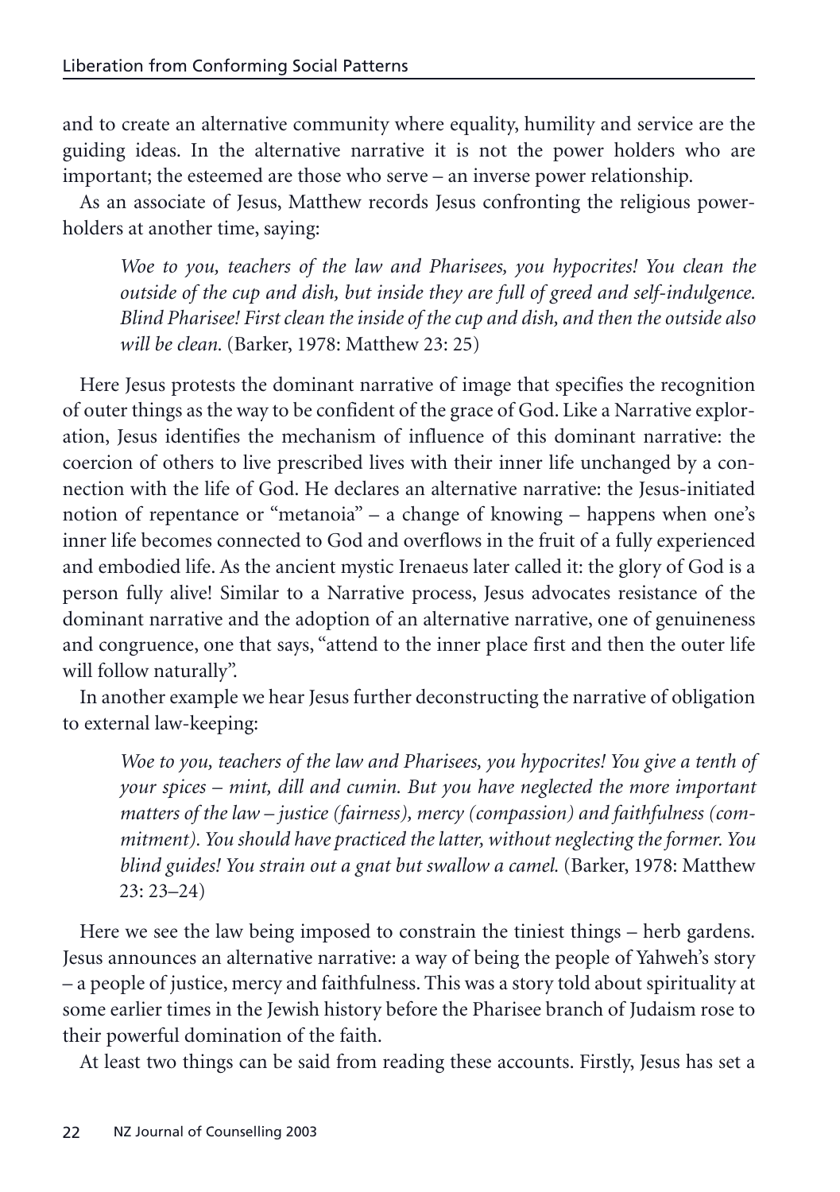and to create an alternative community where equality, humility and service are the guiding ideas. In the alternative narrative it is not the power holders who are important; the esteemed are those who serve – an inverse power relationship.

As an associate of Jesus, Matthew records Jesus confronting the religious powerholders at another time, saying:

> *Woe to you, teachers of the law and Pharisees, you hypocrites! You clean the outside of the cup and dish, but inside they are full of greed and self-indulgence. Blind Pharisee! First clean the inside of the cup and dish, and then the outside also will be clean.* (Barker, 1978: Matthew 23: 25)

Here Jesus protests the dominant narrative of image that specifies the recognition of outer things as the way to be confident of the grace of God. Like a Narrative exploration, Jesus identifies the mechanism of influence of this dominant narrative: the coercion of others to live prescribed lives with their inner life unchanged by a connection with the life of God. He declares an alternative narrative: the Jesus-initiated notion of repentance or "metanoia" – a change of knowing – happens when one's inner life becomes connected to God and overflows in the fruit of a fully experienced and embodied life. As the ancient mystic Irenaeus later called it: the glory of God is a person fully alive! Similar to a Narrative process, Jesus advocates resistance of the dominant narrative and the adoption of an alternative narrative, one of genuineness and congruence, one that says, "attend to the inner place first and then the outer life will follow naturally".

In another example we hear Jesus further deconstructing the narrative of obligation to external law-keeping:

> *Woe to you, teachers of the law and Pharisees, you hypocrites! You give a tenth of your spices – mint, dill and cumin. But you have neglected the more important matters of the law – justice (fairness), mercy (compassion) and faithfulness (commitment). You should have practiced the latter, without neglecting the former. You blind guides! You strain out a gnat but swallow a camel.* (Barker, 1978: Matthew 23: 23–24)

Here we see the law being imposed to constrain the tiniest things – herb gardens. Jesus announces an alternative narrative: a way of being the people of Yahweh's story – a people of justice, mercy and faithfulness. This was a story told about spirituality at some earlier times in the Jewish history before the Pharisee branch of Judaism rose to their powerful domination of the faith.

At least two things can be said from reading these accounts. Firstly, Jesus has set a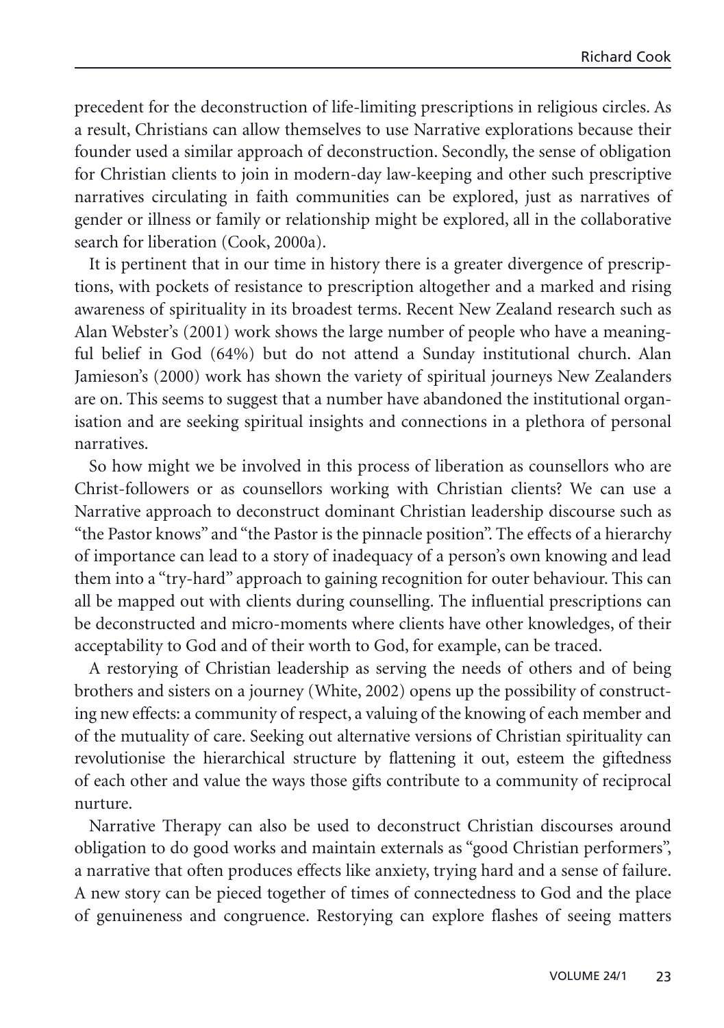precedent for the deconstruction of life-limiting prescriptions in religious circles. As a result, Christians can allow themselves to use Narrative explorations because their founder used a similar approach of deconstruction. Secondly, the sense of obligation for Christian clients to join in modern-day law-keeping and other such prescriptive narratives circulating in faith communities can be explored, just as narratives of gender or illness or family or relationship might be explored, all in the collaborative search for liberation (Cook, 2000a).

It is pertinent that in our time in history there is a greater divergence of prescriptions, with pockets of resistance to prescription altogether and a marked and rising awareness of spirituality in its broadest terms. Recent New Zealand research such as Alan Webster's (2001) work shows the large number of people who have a meaningful belief in God (64%) but do not attend a Sunday institutional church. Alan Jamieson's (2000) work has shown the variety of spiritual journeys New Zealanders are on. This seems to suggest that a number have abandoned the institutional organisation and are seeking spiritual insights and connections in a plethora of personal narratives.

So how might we be involved in this process of liberation as counsellors who are Christ-followers or as counsellors working with Christian clients? We can use a Narrative approach to deconstruct dominant Christian leadership discourse such as "the Pastor knows" and "the Pastor is the pinnacle position". The effects of a hierarchy of importance can lead to a story of inadequacy of a person's own knowing and lead them into a "try-hard" approach to gaining recognition for outer behaviour. This can all be mapped out with clients during counselling. The influential prescriptions can be deconstructed and micro-moments where clients have other knowledges, of their acceptability to God and of their worth to God, for example, can be traced.

A restorying of Christian leadership as serving the needs of others and of being brothers and sisters on a journey (White, 2002) opens up the possibility of constructing new effects: a community of respect, a valuing of the knowing of each member and of the mutuality of care. Seeking out alternative versions of Christian spirituality can revolutionise the hierarchical structure by flattening it out, esteem the giftedness of each other and value the ways those gifts contribute to a community of reciprocal nurture.

Narrative Therapy can also be used to deconstruct Christian discourses around obligation to do good works and maintain externals as "good Christian performers", a narrative that often produces effects like anxiety, trying hard and a sense of failure. A new story can be pieced together of times of connectedness to God and the place of genuineness and congruence. Restorying can explore flashes of seeing matters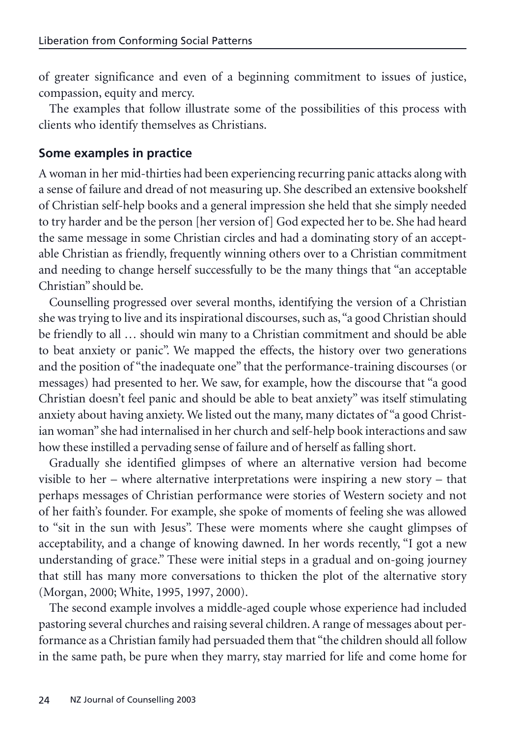of greater significance and even of a beginning commitment to issues of justice, compassion, equity and mercy.

The examples that follow illustrate some of the possibilities of this process with clients who identify themselves as Christians.

## Some examples in practice

A woman in her mid-thirties had been experiencing recurring panic attacks along with a sense of failure and dread of not measuring up. She described an extensive bookshelf of Christian self-help books and a general impression she held that she simply needed to try harder and be the person [her version of] God expected her to be. She had heard the same message in some Christian circles and had a dominating story of an acceptable Christian as friendly, frequently winning others over to a Christian commitment and needing to change herself successfully to be the many things that "an acceptable Christian" should be.

Counselling progressed over several months, identifying the version of a Christian she was trying to live and its inspirational discourses, such as, "a good Christian should be friendly to all … should win many to a Christian commitment and should be able to beat anxiety or panic". We mapped the effects, the history over two generations and the position of "the inadequate one" that the performance-training discourses (or messages) had presented to her. We saw, for example, how the discourse that "a good Christian doesn't feel panic and should be able to beat anxiety" was itself stimulating anxiety about having anxiety. We listed out the many, many dictates of "a good Christian woman" she had internalised in her church and self-help book interactions and saw how these instilled a pervading sense of failure and of herself as falling short.

Gradually she identified glimpses of where an alternative version had become visible to her – where alternative interpretations were inspiring a new story – that perhaps messages of Christian performance were stories of Western society and not of her faith's founder. For example, she spoke of moments of feeling she was allowed to "sit in the sun with Jesus". These were moments where she caught glimpses of acceptability, and a change of knowing dawned. In her words recently, "I got a new understanding of grace." These were initial steps in a gradual and on-going journey that still has many more conversations to thicken the plot of the alternative story (Morgan, 2000; White, 1995, 1997, 2000).

The second example involves a middle-aged couple whose experience had included pastoring several churches and raising several children. A range of messages about performance as a Christian family had persuaded them that "the children should all follow in the same path, be pure when they marry, stay married for life and come home for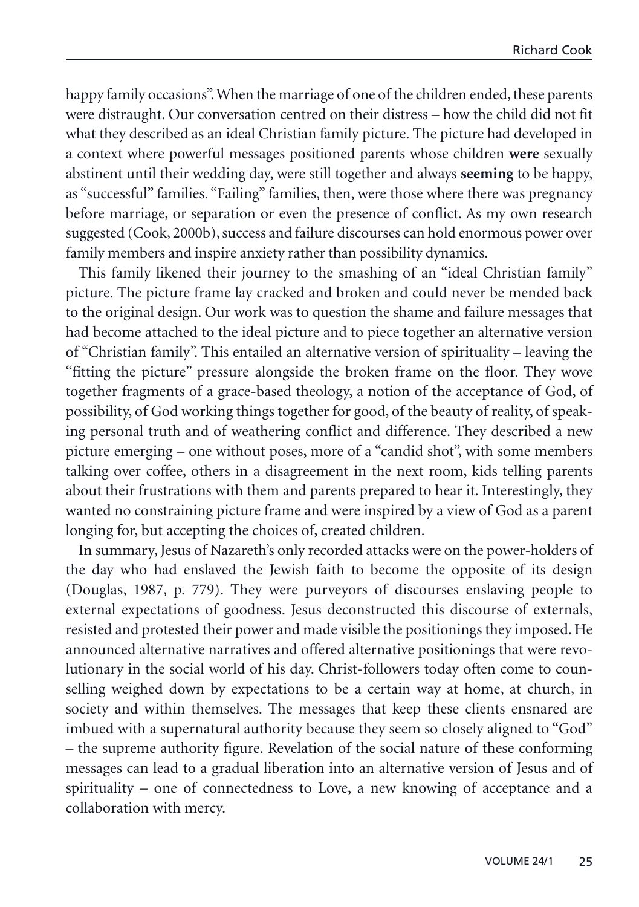happy family occasions". When the marriage of one of the children ended, these parents were distraught. Our conversation centred on their distress – how the child did not fit what they described as an ideal Christian family picture. The picture had developed in a context where powerful messages positioned parents whose children **were** sexually abstinent until their wedding day, were still together and always **seeming** to be happy, as "successful" families. "Failing" families, then, were those where there was pregnancy before marriage, or separation or even the presence of conflict. As my own research suggested (Cook, 2000b), success and failure discourses can hold enormous power over family members and inspire anxiety rather than possibility dynamics.

This family likened their journey to the smashing of an "ideal Christian family" picture. The picture frame lay cracked and broken and could never be mended back to the original design. Our work was to question the shame and failure messages that had become attached to the ideal picture and to piece together an alternative version of "Christian family". This entailed an alternative version of spirituality – leaving the "fitting the picture" pressure alongside the broken frame on the floor. They wove together fragments of a grace-based theology, a notion of the acceptance of God, of possibility, of God working things together for good, of the beauty of reality, of speaking personal truth and of weathering conflict and difference. They described a new picture emerging – one without poses, more of a "candid shot", with some members talking over coffee, others in a disagreement in the next room, kids telling parents about their frustrations with them and parents prepared to hear it. Interestingly, they wanted no constraining picture frame and were inspired by a view of God as a parent longing for, but accepting the choices of, created children.

In summary, Jesus of Nazareth's only recorded attacks were on the power-holders of the day who had enslaved the Jewish faith to become the opposite of its design (Douglas, 1987, p. 779). They were purveyors of discourses enslaving people to external expectations of goodness. Jesus deconstructed this discourse of externals, resisted and protested their power and made visible the positionings they imposed. He announced alternative narratives and offered alternative positionings that were revolutionary in the social world of his day. Christ-followers today often come to counselling weighed down by expectations to be a certain way at home, at church, in society and within themselves. The messages that keep these clients ensnared are imbued with a supernatural authority because they seem so closely aligned to "God" – the supreme authority figure. Revelation of the social nature of these conforming messages can lead to a gradual liberation into an alternative version of Jesus and of spirituality – one of connectedness to Love, a new knowing of acceptance and a collaboration with mercy.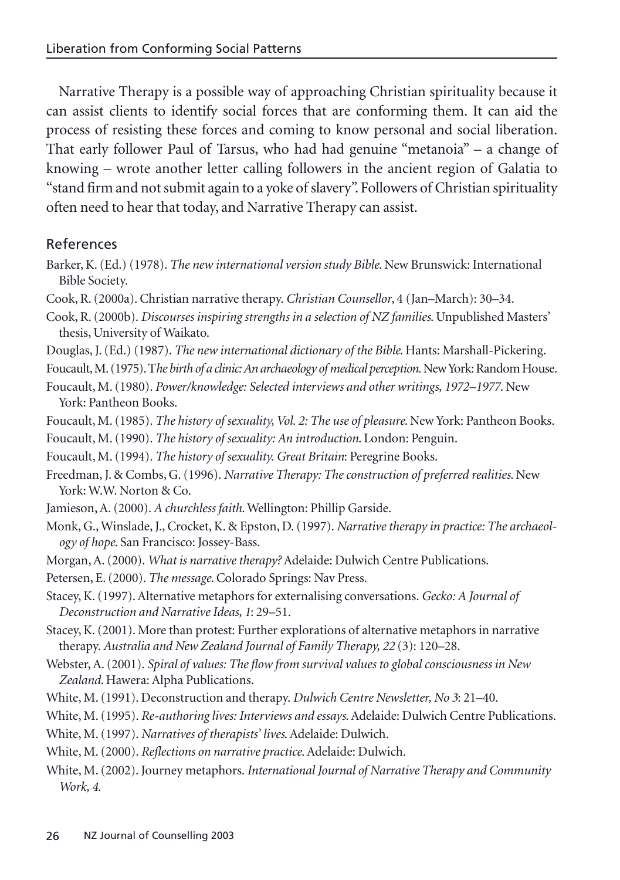Narrative Therapy is a possible way of approaching Christian spirituality because it can assist clients to identify social forces that are conforming them. It can aid the process of resisting these forces and coming to know personal and social liberation. That early follower Paul of Tarsus, who had had genuine "metanoia" – a change of knowing – wrote another letter calling followers in the ancient region of Galatia to "stand firm and not submit again to a yoke of slavery". Followers of Christian spirituality often need to hear that today, and Narrative Therapy can assist.

## References

Barker, K. (Ed.) (1978). *The new international version study Bible*. New Brunswick: International Bible Society.

Cook, R. (2000a). Christian narrative therapy. *Christian Counsellor*, 4 (Jan–March): 30–34.

Cook, R. (2000b). *Discourses inspiring strengths in a selection of NZ families*. Unpublished Masters' thesis, University of Waikato.

Douglas, J. (Ed.) (1987). *The new international dictionary of the Bible*. Hants: Marshall-Pickering.

Foucault, M. (1975). T*he birth of a clinic: An archaeology of medical perception*. New York: Random House.

Foucault, M. (1980). *Power/knowledge: Selected interviews and other writings, 1972–1977*. New York: Pantheon Books.

Foucault, M. (1985). *The history of sexuality, Vol. 2: The use of pleasure*. New York: Pantheon Books.

Foucault, M. (1990). *The history of sexuality: An introduction*. London: Penguin.

Foucault, M. (1994). *The history of sexuality. Great Britain*: Peregrine Books.

Freedman, J. & Combs, G. (1996). *Narrative Therapy: The construction of preferred realities*. New York: W.W. Norton & Co.

Jamieson, A. (2000). *A churchless faith*. Wellington: Phillip Garside.

Monk, G., Winslade, J., Crocket, K. & Epston, D. (1997). *Narrative therapy in practice: The archaeology of hope*. San Francisco: Jossey-Bass.

Morgan, A. (2000). *What is narrative therapy?* Adelaide: Dulwich Centre Publications.

Petersen, E. (2000). *The message*. Colorado Springs: Nav Press.

Stacey, K. (1997). Alternative metaphors for externalising conversations. *Gecko: A Journal of Deconstruction and Narrative Ideas, 1*: 29–51.

Stacey, K. (2001). More than protest: Further explorations of alternative metaphors in narrative therapy. *Australia and New Zealand Journal of Family Therapy, 22* (3): 120–28.

Webster, A. (2001). *Spiral of values: The flow from survival values to global consciousness in New Zealand*. Hawera: Alpha Publications.

White, M. (1991). Deconstruction and therapy. *Dulwich Centre Newsletter, No 3*: 21–40.

White, M. (1995). *Re-authoring lives: Interviews and essays*. Adelaide: Dulwich Centre Publications.

White, M. (1997). *Narratives of therapists' lives*. Adelaide: Dulwich.

White, M. (2000). *Reflections on narrative practice*. Adelaide: Dulwich.

White, M. (2002). Journey metaphors. *International Journal of Narrative Therapy and Community Work, 4*.